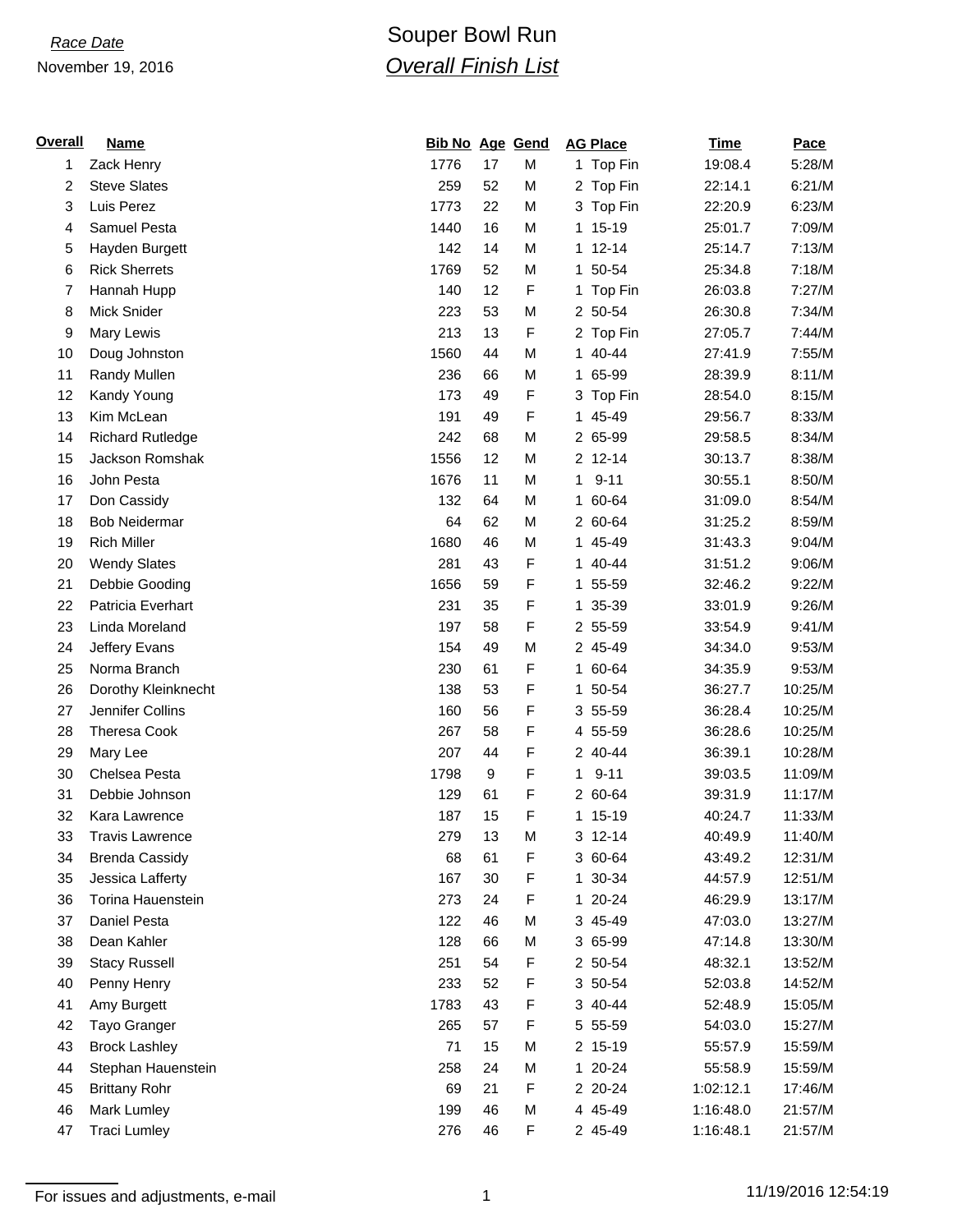*Race Date*

November 19, 2016

# Souper Bowl Run

## *Overall Finish List*

| Overall | Name | Bib No | Age | Gend | AG Place | Time | Pace |
|---|---|---|---|---|---|---|---|
| 1 | Zack Henry | 1776 | 17 | M | 1 Top Fin | 19:08.4 | 5:28/M |
| 2 | Steve Slates | 259 | 52 | M | 2 Top Fin | 22:14.1 | 6:21/M |
| 3 | Luis Perez | 1773 | 22 | M | 3 Top Fin | 22:20.9 | 6:23/M |
| 4 | Samuel Pesta | 1440 | 16 | M | 1 15-19 | 25:01.7 | 7:09/M |
| 5 | Hayden Burgett | 142 | 14 | M | 1 12-14 | 25:14.7 | 7:13/M |
| 6 | Rick Sherrets | 1769 | 52 | M | 1 50-54 | 25:34.8 | 7:18/M |
| 7 | Hannah Hupp | 140 | 12 | F | 1 Top Fin | 26:03.8 | 7:27/M |
| 8 | Mick Snider | 223 | 53 | M | 2 50-54 | 26:30.8 | 7:34/M |
| 9 | Mary Lewis | 213 | 13 | F | 2 Top Fin | 27:05.7 | 7:44/M |
| 10 | Doug Johnston | 1560 | 44 | M | 1 40-44 | 27:41.9 | 7:55/M |
| 11 | Randy Mullen | 236 | 66 | M | 1 65-99 | 28:39.9 | 8:11/M |
| 12 | Kandy Young | 173 | 49 | F | 3 Top Fin | 28:54.0 | 8:15/M |
| 13 | Kim McLean | 191 | 49 | F | 1 45-49 | 29:56.7 | 8:33/M |
| 14 | Richard Rutledge | 242 | 68 | M | 2 65-99 | 29:58.5 | 8:34/M |
| 15 | Jackson Romshak | 1556 | 12 | M | 2 12-14 | 30:13.7 | 8:38/M |
| 16 | John Pesta | 1676 | 11 | M | 1 9-11 | 30:55.1 | 8:50/M |
| 17 | Don Cassidy | 132 | 64 | M | 1 60-64 | 31:09.0 | 8:54/M |
| 18 | Bob Neidermar | 64 | 62 | M | 2 60-64 | 31:25.2 | 8:59/M |
| 19 | Rich Miller | 1680 | 46 | M | 1 45-49 | 31:43.3 | 9:04/M |
| 20 | Wendy Slates | 281 | 43 | F | 1 40-44 | 31:51.2 | 9:06/M |
| 21 | Debbie Gooding | 1656 | 59 | F | 1 55-59 | 32:46.2 | 9:22/M |
| 22 | Patricia Everhart | 231 | 35 | F | 1 35-39 | 33:01.9 | 9:26/M |
| 23 | Linda Moreland | 197 | 58 | F | 2 55-59 | 33:54.9 | 9:41/M |
| 24 | Jeffery Evans | 154 | 49 | M | 2 45-49 | 34:34.0 | 9:53/M |
| 25 | Norma Branch | 230 | 61 | F | 1 60-64 | 34:35.9 | 9:53/M |
| 26 | Dorothy Kleinknecht | 138 | 53 | F | 1 50-54 | 36:27.7 | 10:25/M |
| 27 | Jennifer Collins | 160 | 56 | F | 3 55-59 | 36:28.4 | 10:25/M |
| 28 | Theresa Cook | 267 | 58 | F | 4 55-59 | 36:28.6 | 10:25/M |
| 29 | Mary Lee | 207 | 44 | F | 2 40-44 | 36:39.1 | 10:28/M |
| 30 | Chelsea Pesta | 1798 | 9 | F | 1 9-11 | 39:03.5 | 11:09/M |
| 31 | Debbie Johnson | 129 | 61 | F | 2 60-64 | 39:31.9 | 11:17/M |
| 32 | Kara Lawrence | 187 | 15 | F | 1 15-19 | 40:24.7 | 11:33/M |
| 33 | Travis Lawrence | 279 | 13 | M | 3 12-14 | 40:49.9 | 11:40/M |
| 34 | Brenda Cassidy | 68 | 61 | F | 3 60-64 | 43:49.2 | 12:31/M |
| 35 | Jessica Lafferty | 167 | 30 | F | 1 30-34 | 44:57.9 | 12:51/M |
| 36 | Torina Hauenstein | 273 | 24 | F | 1 20-24 | 46:29.9 | 13:17/M |
| 37 | Daniel Pesta | 122 | 46 | M | 3 45-49 | 47:03.0 | 13:27/M |
| 38 | Dean Kahler | 128 | 66 | M | 3 65-99 | 47:14.8 | 13:30/M |
| 39 | Stacy Russell | 251 | 54 | F | 2 50-54 | 48:32.1 | 13:52/M |
| 40 | Penny Henry | 233 | 52 | F | 3 50-54 | 52:03.8 | 14:52/M |
| 41 | Amy Burgett | 1783 | 43 | F | 3 40-44 | 52:48.9 | 15:05/M |
| 42 | Tayo Granger | 265 | 57 | F | 5 55-59 | 54:03.0 | 15:27/M |
| 43 | Brock Lashley | 71 | 15 | M | 2 15-19 | 55:57.9 | 15:59/M |
| 44 | Stephan Hauenstein | 258 | 24 | M | 1 20-24 | 55:58.9 | 15:59/M |
| 45 | Brittany Rohr | 69 | 21 | F | 2 20-24 | 1:02:12.1 | 17:46/M |
| 46 | Mark Lumley | 199 | 46 | M | 4 45-49 | 1:16:48.0 | 21:57/M |
| 47 | Traci Lumley | 276 | 46 | F | 2 45-49 | 1:16:48.1 | 21:57/M |

For issues and adjustments, e-mail

11/19/2016 12:54:19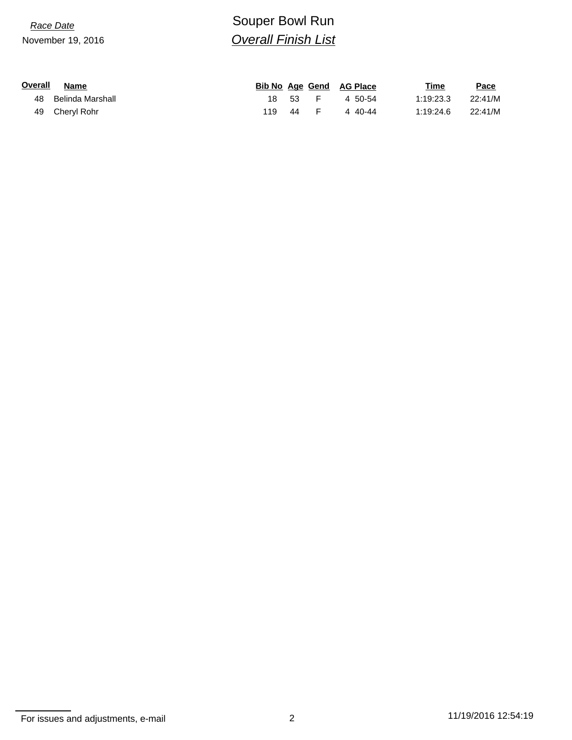*Race Date*

November 19, 2016

# Souper Bowl Run

## *Overall Finish List*

| Overall | Name | Bib No | Age | Gend | AG Place | Time | Pace |
|---|---|---|---|---|---|---|---|
| 48 | Belinda Marshall | 18 | 53 | F | 4 50-54 | 1:19:23.3 | 22:41/M |
| 49 | Cheryl Rohr | 119 | 44 | F | 4 40-44 | 1:19:24.6 | 22:41/M |

For issues and adjustments, e-mail

11/19/2016 12:54:19